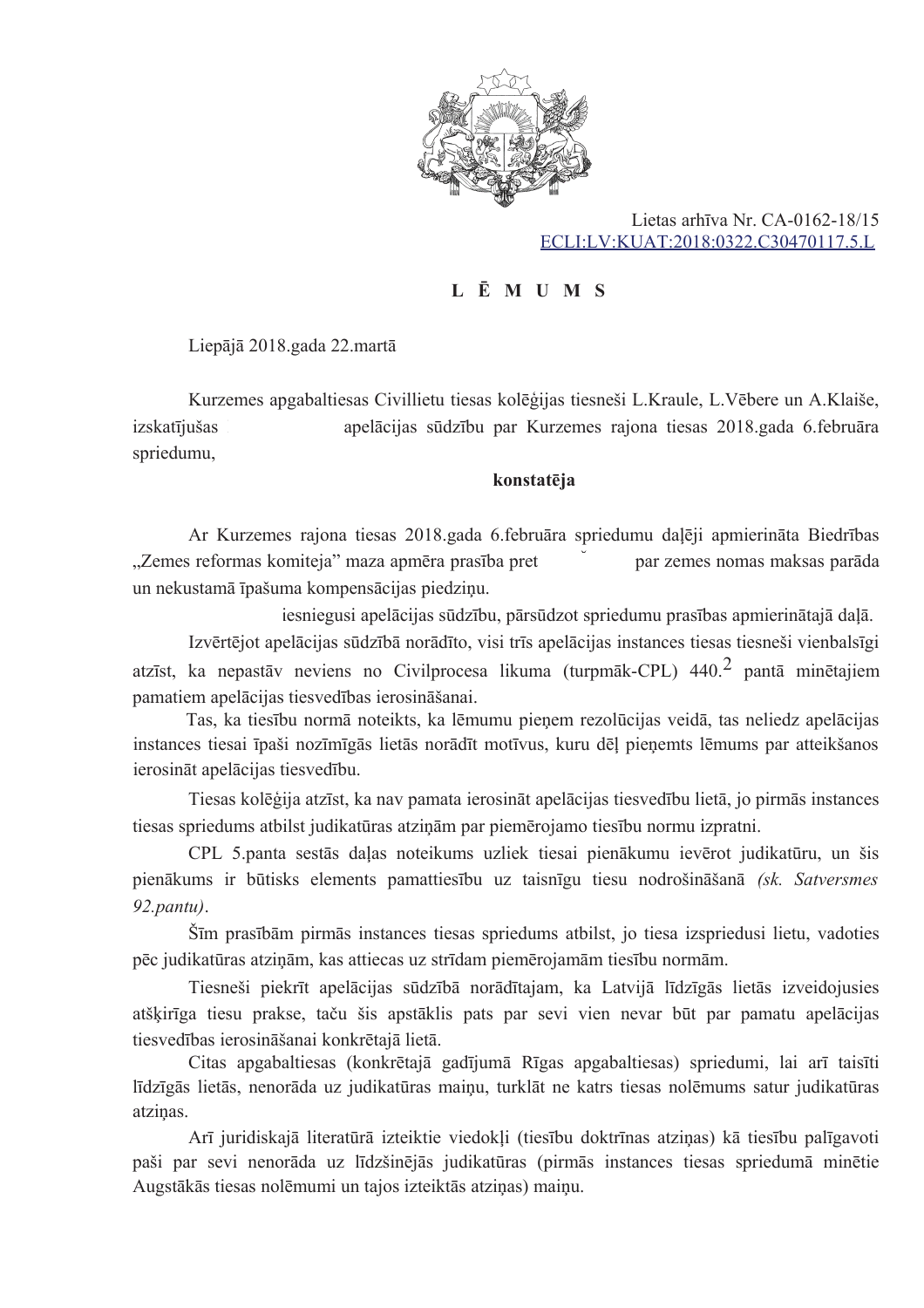Lietas arhīva Nr. CA-0162-18/15
ECLI:LV:KUAT:2018:0322.C30470117.5.L

# L Ē M U M S

Liepājā 2018.gada 22.martā

Kurzemes apgabaltiesas Civillietu tiesas kolēģijas tiesneši L.Kraule, L.Vēbere un A.Klaiše, izskatījušas apelācijas sūdzību par Kurzemes rajona tiesas 2018.gada 6.februāra spriedumu,

**konstatēja**

Ar Kurzemes rajona tiesas 2018.gada 6.februāra spriedumu daļēji apmierināta Biedrības „Zemes reformas komiteja" maza apmēra prasība pret par zemes nomas maksas parāda un nekustamā īpašuma kompensācijas piedziņu.

iesniegusi apelācijas sūdzību, pārsūdzot spriedumu prasības apmierinātajā daļā.

Izvērtējot apelācijas sūdzībā norādīto, visi trīs apelācijas instances tiesas tiesneši vienbalsīgi atzīst, ka nepastāv neviens no Civilprocesa likuma (turpmāk-CPL) $440.^2$ pantā minētajiem pamatiem apelācijas tiesvedības ierosināšanai.

Tas, ka tiesību normā noteikts, ka lēmumu pieņem rezolūcijas veidā, tas neliedz apelācijas instances tiesai īpaši nozīmīgās lietās norādīt motīvus, kuru dēļ pieņemts lēmums par atteikšanos ierosināt apelācijas tiesvedību.

Tiesas kolēģija atzīst, ka nav pamata ierosināt apelācijas tiesvedību lietā, jo pirmās instances tiesas spriedums atbilst judikatūras atziņām par piemērojamo tiesību normu izpratni.

CPL 5.panta sestās daļas noteikums uzliek tiesai pienākumu ievērot judikatūru, un šis pienākums ir būtisks elements pamattiesību uz taisnīgu tiesu nodrošināšanā *(sk. Satversmes 92.pantu)*.

Šīm prasībām pirmās instances tiesas spriedums atbilst, jo tiesa izspriedusi lietu, vadoties pēc judikatūras atziņām, kas attiecas uz strīdam piemērojamām tiesību normām.

Tiesneši piekrīt apelācijas sūdzībā norādītajam, ka Latvijā līdzīgās lietās izveidojusies atšķirīga tiesu prakse, taču šis apstāklis pats par sevi vien nevar būt par pamatu apelācijas tiesvedības ierosināšanai konkrētajā lietā.

Citas apgabaltiesas (konkrētajā gadījumā Rīgas apgabaltiesas) spriedumi, lai arī taisīti līdzīgās lietās, nenorāda uz judikatūras maiņu, turklāt ne katrs tiesas nolēmums satur judikatūras atziņas.

Arī juridiskajā literatūrā izteiktie viedokļi (tiesību doktrīnas atziņas) kā tiesību palīgavoti paši par sevi nenorāda uz līdzšinējās judikatūras (pirmās instances tiesas spriedumā minētie Augstākās tiesas nolēmumi un tajos izteiktās atziņas) maiņu.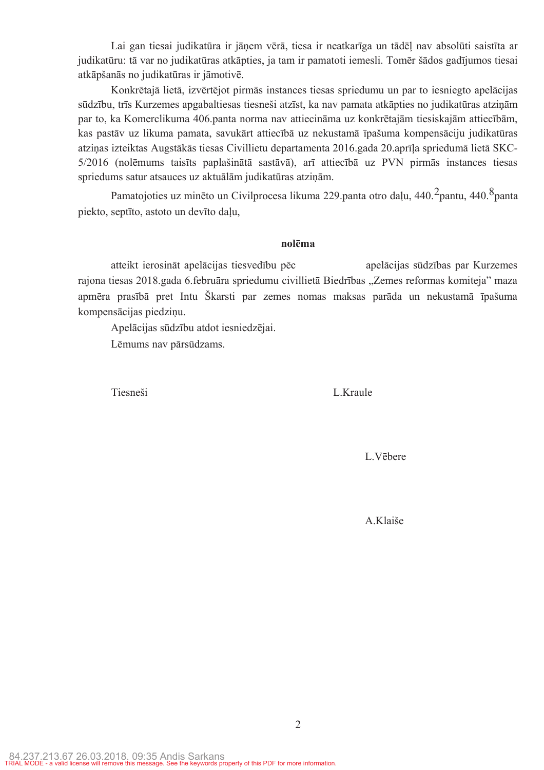Lai gan tiesai judikatūra ir jāņem vērā, tiesa ir neatkarīga un tādēļ nav absolūti saistīta ar judikatūru: tā var no judikatūras atkāpties, ja tam ir pamatoti iemesli. Tomēr šādos gadījumos tiesai atkāpšanās no judikatūras ir jāmotivē.

Konkrētajā lietā, izvērtējot pirmās instances tiesas spriedumu un par to iesniegto apelācijas sūdzību, trīs Kurzemes apgabaltiesas tiesneši atzīst, ka nav pamata atkāpties no judikatūras atziņām par to, ka Komerclikuma 406.panta norma nav attiecināma uz konkrētajām tiesiskajām attiecībām, kas pastāv uz likuma pamata, savukārt attiecībā uz nekustamā īpašuma kompensāciju judikatūras atziņas izteiktas Augstākās tiesas Civillietu departamenta 2016.gada 20.aprīļa spriedumā lietā SKC-5/2016 (nolēmums taisīts paplašinātā sastāvā), arī attiecībā uz PVN pirmās instances tiesas spriedums satur atsauces uz aktuālām judikatūras atziņām.

Pamatojoties uz minēto un Civilprocesa likuma 229.panta otro daļu, 440.$^{2}$pantu, 440.$^{8}$panta piekto, septīto, astoto un devīto daļu,

**nolēma**

atteikt ierosināt apelācijas tiesvedību pēc apelācijas sūdzības par Kurzemes rajona tiesas 2018.gada 6.februāra spriedumu civillietā Biedrības „Zemes reformas komiteja" maza apmēra prasībā pret Intu Škarsti par zemes nomas maksas parāda un nekustamā īpašuma kompensācijas piedziņu.

Apelācijas sūdzību atdot iesniedzējai.

Lēmums nav pārsūdzams.

Tiesneši L.Kraule

L.Vēbere

A.Klaiše

84.237.213.67 26.03.2018. 09:35 Andis Sarkans